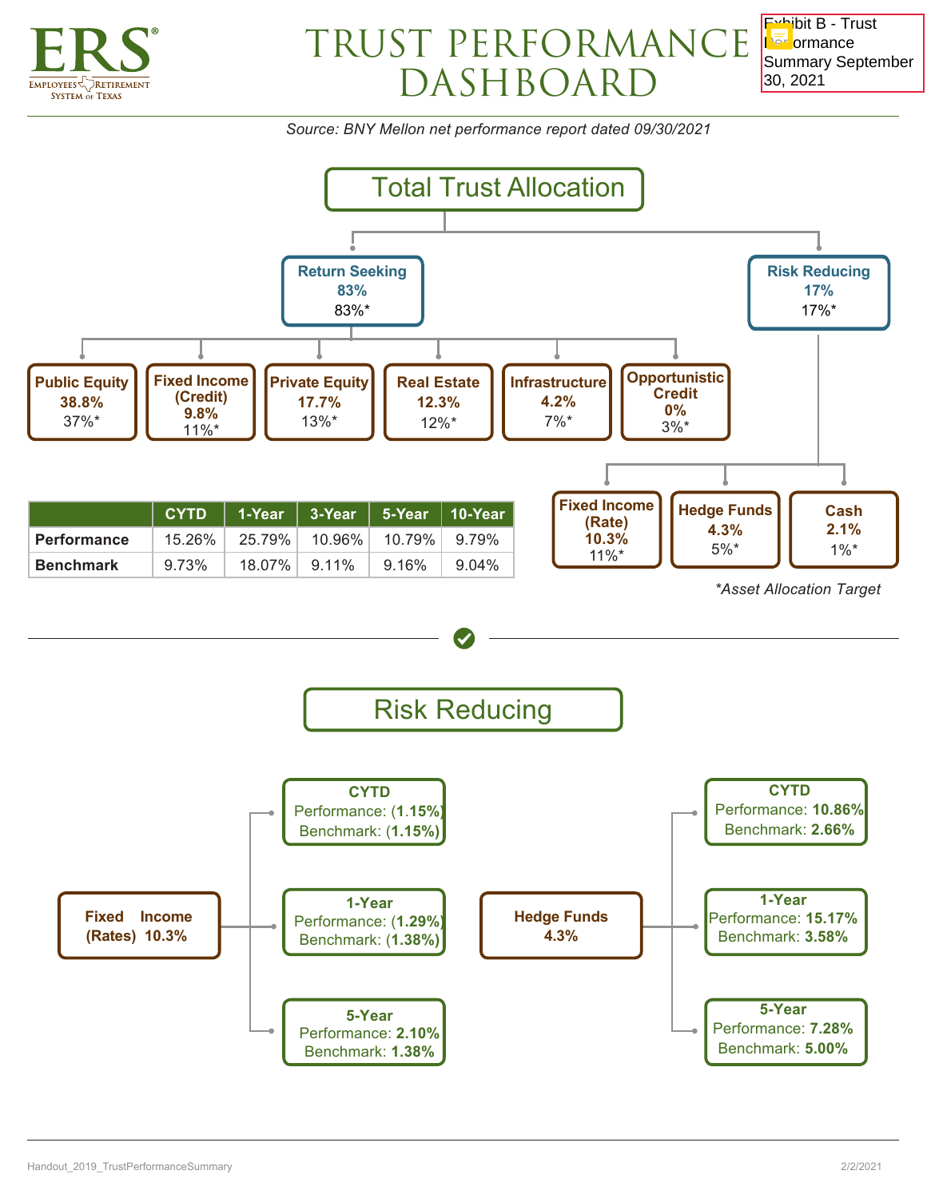ERS®
EMPLOYEES RETIREMENT SYSTEM OF TEXAS

# TRUST PERFORMANCE DASHBOARD

Exhibit B - Trust Performance Summary September 30, 2021

*Source: BNY Mellon net performance report dated 09/30/2021*

## Total Trust Allocation

**Return Seeking**
**83%**
83%*

- **Public Equity** **38.8%** 37%*
- **Fixed Income (Credit)** **9.8%** 11%*
- **Private Equity** **17.7%** 13%*
- **Real Estate** **12.3%** 12%*
- **Infrastructure** **4.2%** 7%*
- **Opportunistic Credit** **0%** 3%*

**Risk Reducing**
**17%**
17%*

- **Fixed Income (Rate)** **10.3%** 11%*
- **Hedge Funds** **4.3%** 5%*
- **Cash** **2.1%** 1%*

| | CYTD | 1-Year | 3-Year | 5-Year | 10-Year |
|---|---|---|---|---|---|
| **Performance** | 15.26% | 25.79% | 10.96% | 10.79% | 9.79% |
| **Benchmark** | 9.73% | 18.07% | 9.11% | 9.16% | 9.04% |

*\*Asset Allocation Target*

## Risk Reducing

**Fixed Income (Rates) 10.3%**

- **CYTD**
  Performance: (**1.15%**)
  Benchmark: (**1.15%**)
- **1-Year**
  Performance: (**1.29%**)
  Benchmark: (**1.38%**)
- **5-Year**
  Performance: **2.10%**
  Benchmark: **1.38%**

**Hedge Funds 4.3%**

- **CYTD**
  Performance: **10.86%**
  Benchmark: **2.66%**
- **1-Year**
  Performance: **15.17%**
  Benchmark: **3.58%**
- **5-Year**
  Performance: **7.28%**
  Benchmark: **5.00%**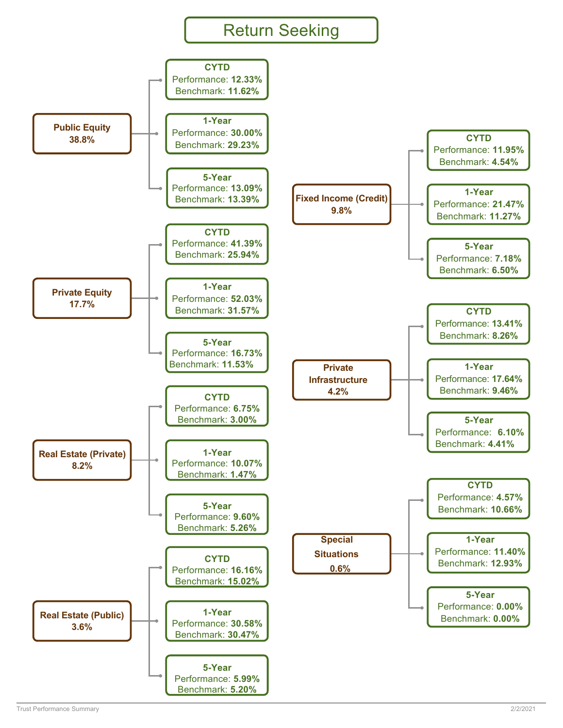# Return Seeking

**Public Equity**
**38.8%**

**CYTD**
Performance: **12.33%**
Benchmark: **11.62%**

**1-Year**
Performance: **30.00%**
Benchmark: **29.23%**

**5-Year**
Performance: **13.09%**
Benchmark: **13.39%**

**Private Equity**
**17.7%**

**CYTD**
Performance: **41.39%**
Benchmark: **25.94%**

**1-Year**
Performance: **52.03%**
Benchmark: **31.57%**

**5-Year**
Performance: **16.73%**
Benchmark: **11.53%**

**Real Estate (Private)**
**8.2%**

**CYTD**
Performance: **6.75%**
Benchmark: **3.00%**

**1-Year**
Performance: **10.07%**
Benchmark: **1.47%**

**5-Year**
Performance: **9.60%**
Benchmark: **5.26%**

**Real Estate (Public)**
**3.6%**

**CYTD**
Performance: **16.16%**
Benchmark: **15.02%**

**1-Year**
Performance: **30.58%**
Benchmark: **30.47%**

**5-Year**
Performance: **5.99%**
Benchmark: **5.20%**

**Fixed Income (Credit)**
**9.8%**

**CYTD**
Performance: **11.95%**
Benchmark: **4.54%**

**1-Year**
Performance: **21.47%**
Benchmark: **11.27%**

**5-Year**
Performance: **7.18%**
Benchmark: **6.50%**

**Private Infrastructure**
**4.2%**

**CYTD**
Performance: **13.41%**
Benchmark: **8.26%**

**1-Year**
Performance: **17.64%**
Benchmark: **9.46%**

**5-Year**
Performance: **6.10%**
Benchmark: **4.41%**

**Special Situations**
**0.6%**

**CYTD**
Performance: **4.57%**
Benchmark: **10.66%**

**1-Year**
Performance: **11.40%**
Benchmark: **12.93%**

**5-Year**
Performance: **0.00%**
Benchmark: **0.00%**